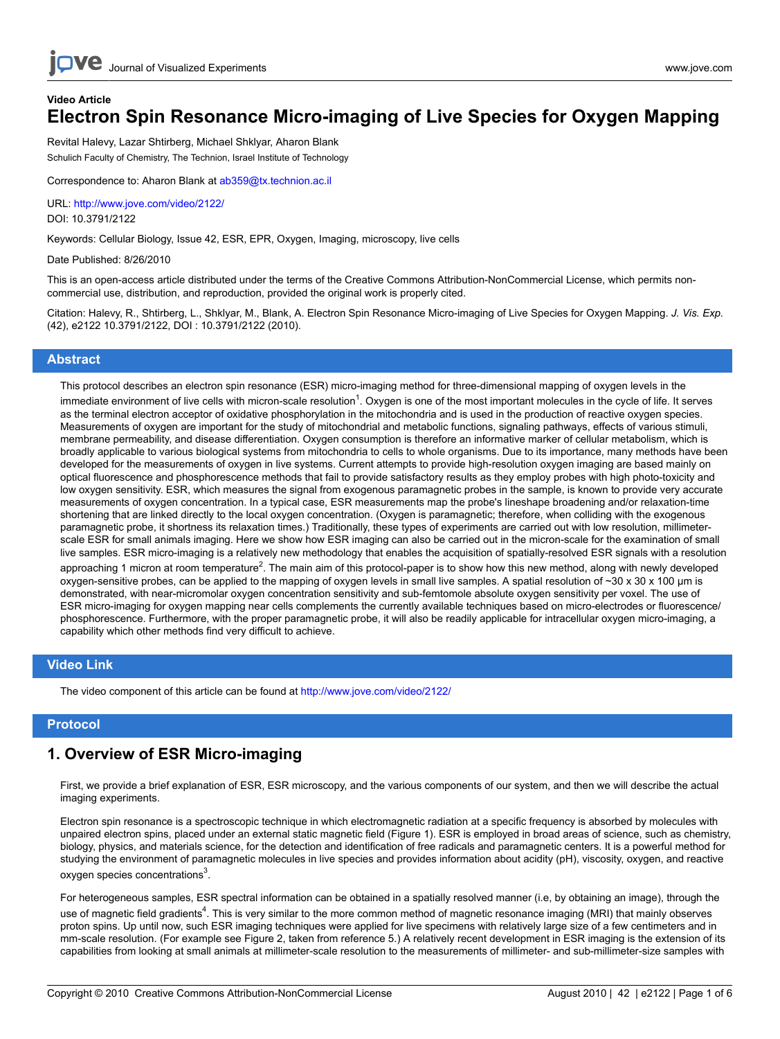Video Article

# Electron Spin Resonance Micro-imaging of Live Species for Oxygen Mapping

Revital Halevy, Lazar Shtirberg, Michael Shklyar, Aharon Blank

Schulich Faculty of Chemistry, The Technion, Israel Institute of Technology

Correspondence to: Aharon Blank at ab359@tx.technion.ac.il

URL: http://www.jove.com/video/2122/

DOI: 10.3791/2122

Keywords: Cellular Biology, Issue 42, ESR, EPR, Oxygen, Imaging, microscopy, live cells

Date Published: 8/26/2010

This is an open-access article distributed under the terms of the Creative Commons Attribution-NonCommercial License, which permits non-commercial use, distribution, and reproduction, provided the original work is properly cited.

Citation: Halevy, R., Shtirberg, L., Shklyar, M., Blank, A. Electron Spin Resonance Micro-imaging of Live Species for Oxygen Mapping. *J. Vis. Exp.* (42), e2122 10.3791/2122, DOI : 10.3791/2122 (2010).

## Abstract

This protocol describes an electron spin resonance (ESR) micro-imaging method for three-dimensional mapping of oxygen levels in the immediate environment of live cells with micron-scale resolution[1]. Oxygen is one of the most important molecules in the cycle of life. It serves as the terminal electron acceptor of oxidative phosphorylation in the mitochondria and is used in the production of reactive oxygen species. Measurements of oxygen are important for the study of mitochondrial and metabolic functions, signaling pathways, effects of various stimuli, membrane permeability, and disease differentiation. Oxygen consumption is therefore an informative marker of cellular metabolism, which is broadly applicable to various biological systems from mitochondria to cells to whole organisms. Due to its importance, many methods have been developed for the measurements of oxygen in live systems. Current attempts to provide high-resolution oxygen imaging are based mainly on optical fluorescence and phosphorescence methods that fail to provide satisfactory results as they employ probes with high photo-toxicity and low oxygen sensitivity. ESR, which measures the signal from exogenous paramagnetic probes in the sample, is known to provide very accurate measurements of oxygen concentration. In a typical case, ESR measurements map the probe's lineshape broadening and/or relaxation-time shortening that are linked directly to the local oxygen concentration. (Oxygen is paramagnetic; therefore, when colliding with the exogenous paramagnetic probe, it shortness its relaxation times.) Traditionally, these types of experiments are carried out with low resolution, millimeter-scale ESR for small animals imaging. Here we show how ESR imaging can also be carried out in the micron-scale for the examination of small live samples. ESR micro-imaging is a relatively new methodology that enables the acquisition of spatially-resolved ESR signals with a resolution approaching 1 micron at room temperature[2]. The main aim of this protocol-paper is to show how this new method, along with newly developed oxygen-sensitive probes, can be applied to the mapping of oxygen levels in small live samples. A spatial resolution of ~30 x 30 x 100 µm is demonstrated, with near-micromolar oxygen concentration sensitivity and sub-femtomole absolute oxygen sensitivity per voxel. The use of ESR micro-imaging for oxygen mapping near cells complements the currently available techniques based on micro-electrodes or fluorescence/phosphorescence. Furthermore, with the proper paramagnetic probe, it will also be readily applicable for intracellular oxygen micro-imaging, a capability which other methods find very difficult to achieve.

## Video Link

The video component of this article can be found at http://www.jove.com/video/2122/

## Protocol

## 1. Overview of ESR Micro-imaging

First, we provide a brief explanation of ESR, ESR microscopy, and the various components of our system, and then we will describe the actual imaging experiments.

Electron spin resonance is a spectroscopic technique in which electromagnetic radiation at a specific frequency is absorbed by molecules with unpaired electron spins, placed under an external static magnetic field (Figure 1). ESR is employed in broad areas of science, such as chemistry, biology, physics, and materials science, for the detection and identification of free radicals and paramagnetic centers. It is a powerful method for studying the environment of paramagnetic molecules in live species and provides information about acidity (pH), viscosity, oxygen, and reactive oxygen species concentrations[3].

For heterogeneous samples, ESR spectral information can be obtained in a spatially resolved manner (i.e, by obtaining an image), through the use of magnetic field gradients[4]. This is very similar to the more common method of magnetic resonance imaging (MRI) that mainly observes proton spins. Up until now, such ESR imaging techniques were applied for live specimens with relatively large size of a few centimeters and in mm-scale resolution. (For example see Figure 2, taken from reference 5.) A relatively recent development in ESR imaging is the extension of its capabilities from looking at small animals at millimeter-scale resolution to the measurements of millimeter- and sub-millimeter-size samples with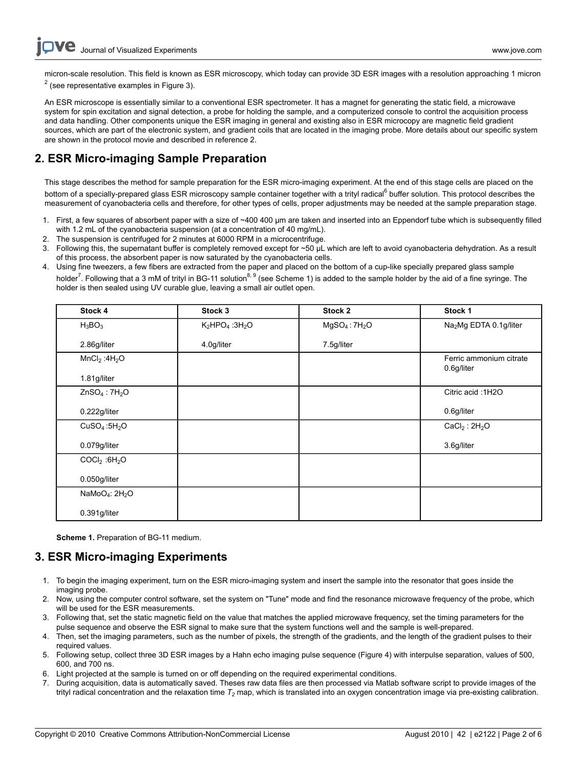micron-scale resolution. This field is known as ESR microscopy, which today can provide 3D ESR images with a resolution approaching 1 micron [2] (see representative examples in Figure 3).

An ESR microscope is essentially similar to a conventional ESR spectrometer. It has a magnet for generating the static field, a microwave system for spin excitation and signal detection, a probe for holding the sample, and a computerized console to control the acquisition process and data handling. Other components unique the ESR imaging in general and existing also in ESR microcopy are magnetic field gradient sources, which are part of the electronic system, and gradient coils that are located in the imaging probe. More details about our specific system are shown in the protocol movie and described in reference 2.

## 2. ESR Micro-imaging Sample Preparation

This stage describes the method for sample preparation for the ESR micro-imaging experiment. At the end of this stage cells are placed on the bottom of a specially-prepared glass ESR microscopy sample container together with a trityl radical[6] buffer solution. This protocol describes the measurement of cyanobacteria cells and therefore, for other types of cells, proper adjustments may be needed at the sample preparation stage.

1. First, a few squares of absorbent paper with a size of ~400 400 μm are taken and inserted into an Eppendorf tube which is subsequently filled with 1.2 mL of the cyanobacteria suspension (at a concentration of 40 mg/mL).
2. The suspension is centrifuged for 2 minutes at 6000 RPM in a microcentrifuge.
3. Following this, the supernatant buffer is completely removed except for ~50 μL which are left to avoid cyanobacteria dehydration. As a result of this process, the absorbent paper is now saturated by the cyanobacteria cells.
4. Using fine tweezers, a few fibers are extracted from the paper and placed on the bottom of a cup-like specially prepared glass sample holder[7]. Following that a 3 mM of trityl in BG-11 solution[8, 9] (see Scheme 1) is added to the sample holder by the aid of a fine syringe. The holder is then sealed using UV curable glue, leaving a small air outlet open.

| Stock 4 | Stock 3 | Stock 2 | Stock 1 |
|---|---|---|---|
| $H_3BO_3$ 2.86g/liter | $K_2HPO_4$ :$3H_2O$ 4.0g/liter | $MgSO_4$ : $7H_2O$ 7.5g/liter | $Na_2Mg$ EDTA 0.1g/liter |
| $MnCl_2$ :$4H_2O$ 1.81g/liter | | | Ferric ammonium citrate 0.6g/liter |
| $ZnSO_4$ : $7H_2O$ 0.222g/liter | | | Citric acid :1H2O 0.6g/liter |
| $CuSO_4$ :$5H_2O$ 0.079g/liter | | | $CaCl_2$ : $2H_2O$ 3.6g/liter |
| $COCl_2$ :$6H_2O$ 0.050g/liter | | | |
| $NaMoO_4$: $2H_2O$ 0.391g/liter | | | |

**Scheme 1.** Preparation of BG-11 medium.

## 3. ESR Micro-imaging Experiments

1. To begin the imaging experiment, turn on the ESR micro-imaging system and insert the sample into the resonator that goes inside the imaging probe.
2. Now, using the computer control software, set the system on "Tune" mode and find the resonance microwave frequency of the probe, which will be used for the ESR measurements.
3. Following that, set the static magnetic field on the value that matches the applied microwave frequency, set the timing parameters for the pulse sequence and observe the ESR signal to make sure that the system functions well and the sample is well-prepared.
4. Then, set the imaging parameters, such as the number of pixels, the strength of the gradients, and the length of the gradient pulses to their required values.
5. Following setup, collect three 3D ESR images by a Hahn echo imaging pulse sequence (Figure 4) with interpulse separation, values of 500, 600, and 700 ns.
6. Light projected at the sample is turned on or off depending on the required experimental conditions.
7. During acquisition, data is automatically saved. Theses raw data files are then processed via Matlab software script to provide images of the trityl radical concentration and the relaxation time $T_2$ map, which is translated into an oxygen concentration image via pre-existing calibration.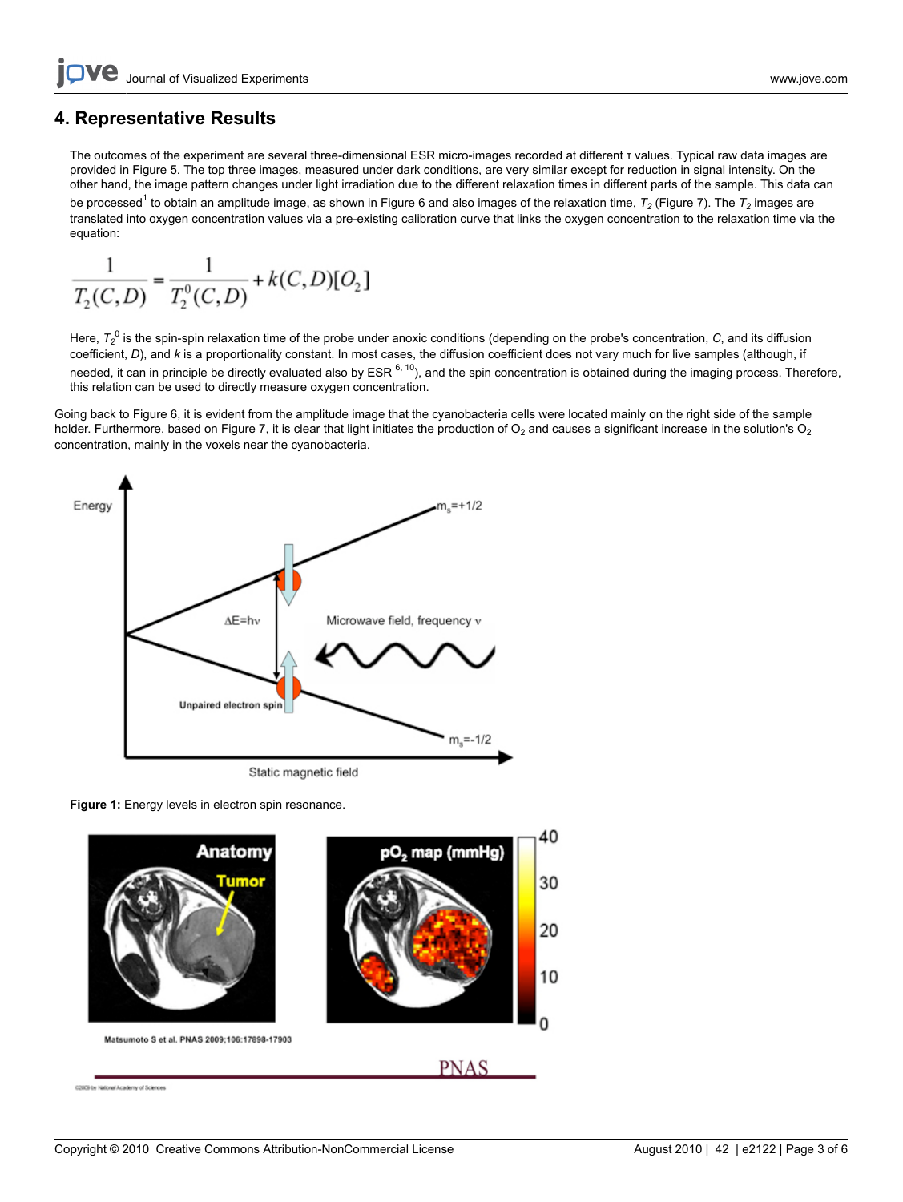## 4. Representative Results

The outcomes of the experiment are several three-dimensional ESR micro-images recorded at different τ values. Typical raw data images are provided in Figure 5. The top three images, measured under dark conditions, are very similar except for reduction in signal intensity. On the other hand, the image pattern changes under light irradiation due to the different relaxation times in different parts of the sample. This data can be processed[1] to obtain an amplitude image, as shown in Figure 6 and also images of the relaxation time, $T_2$ (Figure 7). The $T_2$ images are translated into oxygen concentration values via a pre-existing calibration curve that links the oxygen concentration to the relaxation time via the equation:

$$\frac{1}{T_2(C,D)} = \frac{1}{T_2^0(C,D)} + k(C,D)[O_2]$$

Here, $T_2^0$ is the spin-spin relaxation time of the probe under anoxic conditions (depending on the probe's concentration, *C*, and its diffusion coefficient, *D*), and *k* is a proportionality constant. In most cases, the diffusion coefficient does not vary much for live samples (although, if needed, it can in principle be directly evaluated also by ESR [6, 10]), and the spin concentration is obtained during the imaging process. Therefore, this relation can be used to directly measure oxygen concentration.

Going back to Figure 6, it is evident from the amplitude image that the cyanobacteria cells were located mainly on the right side of the sample holder. Furthermore, based on Figure 7, it is clear that light initiates the production of $O_2$ and causes a significant increase in the solution's $O_2$ concentration, mainly in the voxels near the cyanobacteria.

**Figure 1:** Energy levels in electron spin resonance.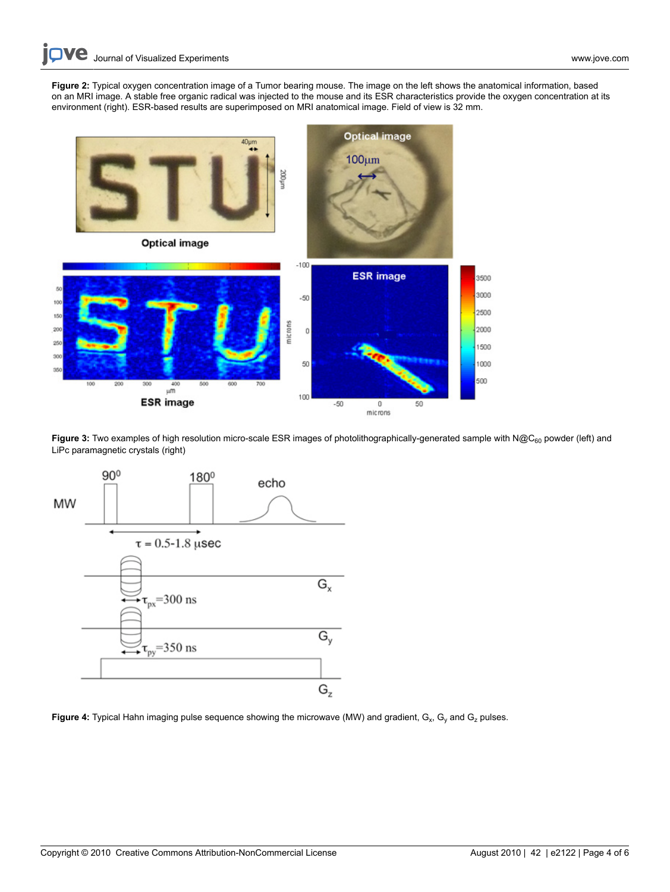**Figure 2:** Typical oxygen concentration image of a Tumor bearing mouse. The image on the left shows the anatomical information, based on an MRI image. A stable free organic radical was injected to the mouse and its ESR characteristics provide the oxygen concentration at its environment (right). ESR-based results are superimposed on MRI anatomical image. Field of view is 32 mm.

**Figure 3:** Two examples of high resolution micro-scale ESR images of photolithographically-generated sample with N@$C_{60}$ powder (left) and LiPc paramagnetic crystals (right)

**Figure 4:** Typical Hahn imaging pulse sequence showing the microwave (MW) and gradient, $G_x$, $G_y$ and $G_z$ pulses.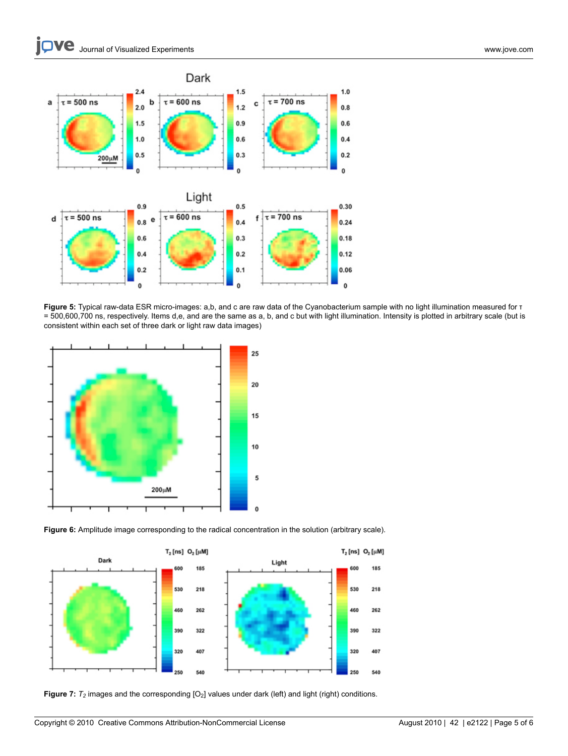**Figure 5:** Typical raw-data ESR micro-images: a,b, and c are raw data of the Cyanobacterium sample with no light illumination measured for τ = 500,600,700 ns, respectively. Items d,e, and are the same as a, b, and c but with light illumination. Intensity is plotted in arbitrary scale (but is consistent within each set of three dark or light raw data images)

**Figure 6:** Amplitude image corresponding to the radical concentration in the solution (arbitrary scale).

**Figure 7:** $T_2$ images and the corresponding [$O_2$] values under dark (left) and light (right) conditions.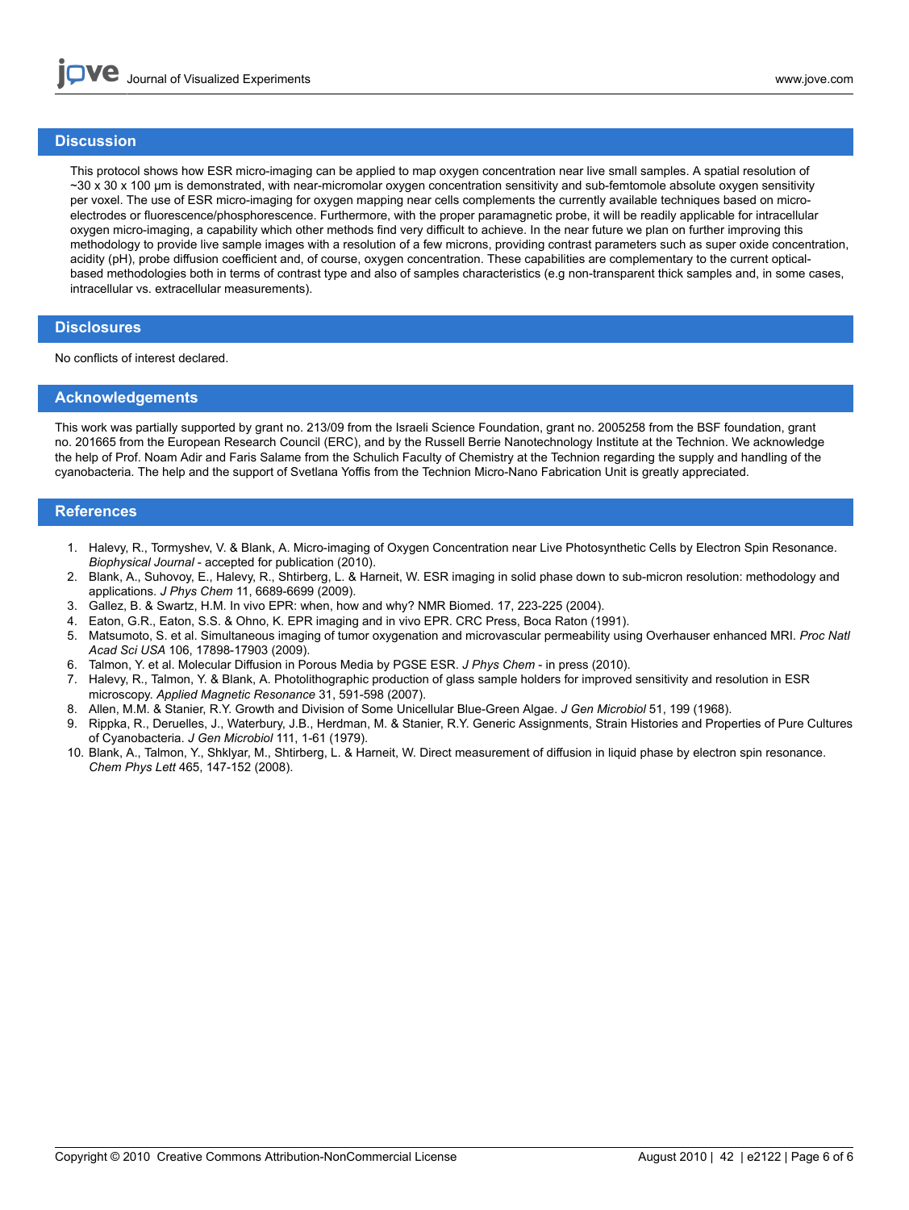## Discussion

This protocol shows how ESR micro-imaging can be applied to map oxygen concentration near live small samples. A spatial resolution of ~30 x 30 x 100 μm is demonstrated, with near-micromolar oxygen concentration sensitivity and sub-femtomole absolute oxygen sensitivity per voxel. The use of ESR micro-imaging for oxygen mapping near cells complements the currently available techniques based on micro-electrodes or fluorescence/phosphorescence. Furthermore, with the proper paramagnetic probe, it will be readily applicable for intracellular oxygen micro-imaging, a capability which other methods find very difficult to achieve. In the near future we plan on further improving this methodology to provide live sample images with a resolution of a few microns, providing contrast parameters such as super oxide concentration, acidity (pH), probe diffusion coefficient and, of course, oxygen concentration. These capabilities are complementary to the current optical-based methodologies both in terms of contrast type and also of samples characteristics (e.g non-transparent thick samples and, in some cases, intracellular vs. extracellular measurements).

## Disclosures

No conflicts of interest declared.

## Acknowledgements

This work was partially supported by grant no. 213/09 from the Israeli Science Foundation, grant no. 2005258 from the BSF foundation, grant no. 201665 from the European Research Council (ERC), and by the Russell Berrie Nanotechnology Institute at the Technion. We acknowledge the help of Prof. Noam Adir and Faris Salame from the Schulich Faculty of Chemistry at the Technion regarding the supply and handling of the cyanobacteria. The help and the support of Svetlana Yoffis from the Technion Micro-Nano Fabrication Unit is greatly appreciated.

## References

1. Halevy, R., Tormyshev, V. & Blank, A. Micro-imaging of Oxygen Concentration near Live Photosynthetic Cells by Electron Spin Resonance. *Biophysical Journal* - accepted for publication (2010).
2. Blank, A., Suhovoy, E., Halevy, R., Shtirberg, L. & Harneit, W. ESR imaging in solid phase down to sub-micron resolution: methodology and applications. *J Phys Chem* 11, 6689-6699 (2009).
3. Gallez, B. & Swartz, H.M. In vivo EPR: when, how and why? NMR Biomed. 17, 223-225 (2004).
4. Eaton, G.R., Eaton, S.S. & Ohno, K. EPR imaging and in vivo EPR. CRC Press, Boca Raton (1991).
5. Matsumoto, S. et al. Simultaneous imaging of tumor oxygenation and microvascular permeability using Overhauser enhanced MRI. *Proc Natl Acad Sci USA* 106, 17898-17903 (2009).
6. Talmon, Y. et al. Molecular Diffusion in Porous Media by PGSE ESR. *J Phys Chem* - in press (2010).
7. Halevy, R., Talmon, Y. & Blank, A. Photolithographic production of glass sample holders for improved sensitivity and resolution in ESR microscopy. *Applied Magnetic Resonance* 31, 591-598 (2007).
8. Allen, M.M. & Stanier, R.Y. Growth and Division of Some Unicellular Blue-Green Algae. *J Gen Microbiol* 51, 199 (1968).
9. Rippka, R., Deruelles, J., Waterbury, J.B., Herdman, M. & Stanier, R.Y. Generic Assignments, Strain Histories and Properties of Pure Cultures of Cyanobacteria. *J Gen Microbiol* 111, 1-61 (1979).
10. Blank, A., Talmon, Y., Shklyar, M., Shtirberg, L. & Harneit, W. Direct measurement of diffusion in liquid phase by electron spin resonance. *Chem Phys Lett* 465, 147-152 (2008).